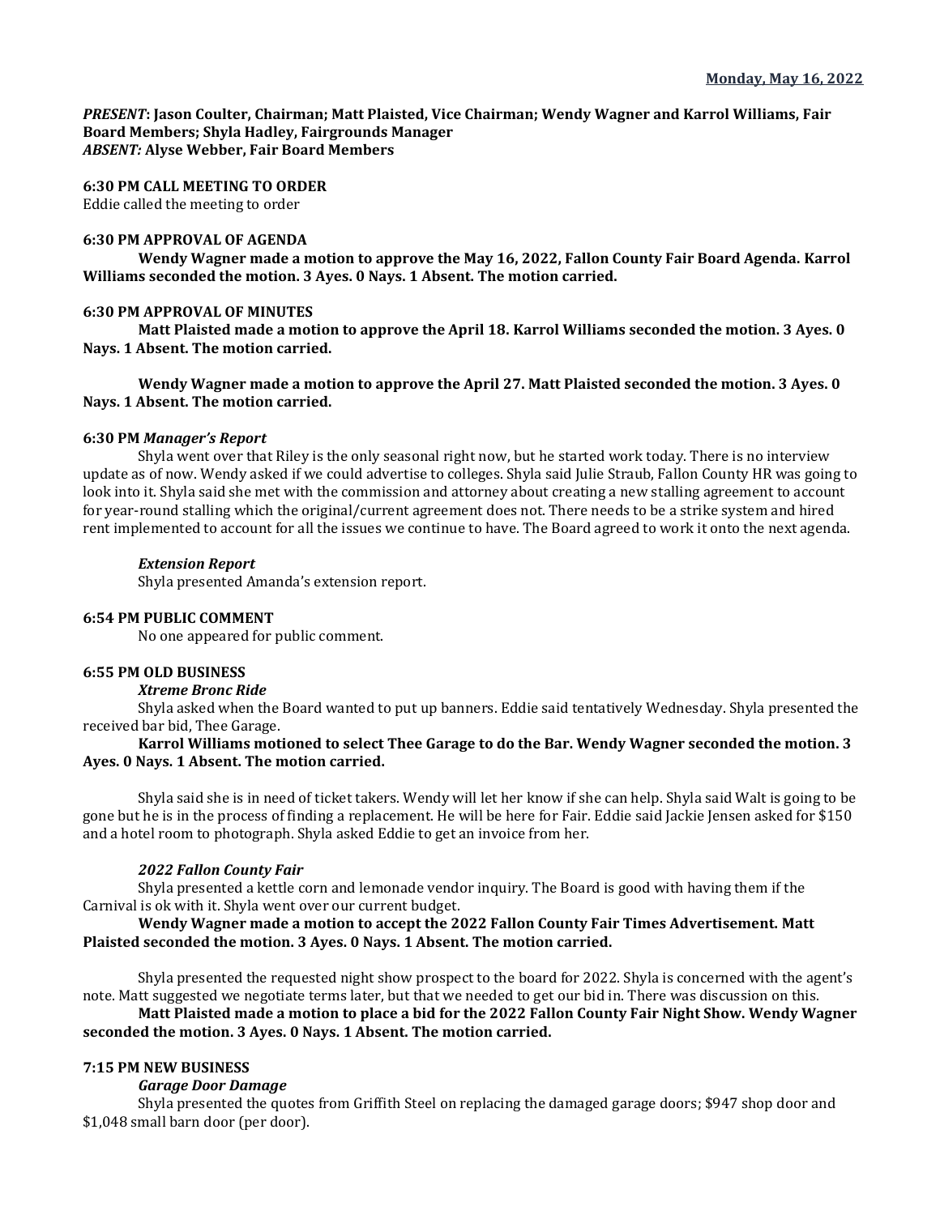**Monday, May 16, 2022**

***PRESENT*: Jason Coulter, Chairman; Matt Plaisted, Vice Chairman; Wendy Wagner and Karrol Williams, Fair Board Members; Shyla Hadley, Fairgrounds Manager**
***ABSENT:* Alyse Webber, Fair Board Members**

**6:30 PM CALL MEETING TO ORDER**
Eddie called the meeting to order

**6:30 PM APPROVAL OF AGENDA**

**Wendy Wagner made a motion to approve the May 16, 2022, Fallon County Fair Board Agenda. Karrol Williams seconded the motion. 3 Ayes. 0 Nays. 1 Absent. The motion carried.**

**6:30 PM APPROVAL OF MINUTES**

**Matt Plaisted made a motion to approve the April 18. Karrol Williams seconded the motion. 3 Ayes. 0 Nays. 1 Absent. The motion carried.**

**Wendy Wagner made a motion to approve the April 27. Matt Plaisted seconded the motion. 3 Ayes. 0 Nays. 1 Absent. The motion carried.**

**6:30 PM *Manager's Report***

Shyla went over that Riley is the only seasonal right now, but he started work today. There is no interview update as of now. Wendy asked if we could advertise to colleges. Shyla said Julie Straub, Fallon County HR was going to look into it. Shyla said she met with the commission and attorney about creating a new stalling agreement to account for year-round stalling which the original/current agreement does not. There needs to be a strike system and hired rent implemented to account for all the issues we continue to have. The Board agreed to work it onto the next agenda.

***Extension Report***

Shyla presented Amanda's extension report.

**6:54 PM PUBLIC COMMENT**

No one appeared for public comment.

**6:55 PM OLD BUSINESS**

***Xtreme Bronc Ride***

Shyla asked when the Board wanted to put up banners. Eddie said tentatively Wednesday. Shyla presented the received bar bid, Thee Garage.

**Karrol Williams motioned to select Thee Garage to do the Bar. Wendy Wagner seconded the motion. 3 Ayes. 0 Nays. 1 Absent. The motion carried.**

Shyla said she is in need of ticket takers. Wendy will let her know if she can help. Shyla said Walt is going to be gone but he is in the process of finding a replacement. He will be here for Fair. Eddie said Jackie Jensen asked for $150 and a hotel room to photograph. Shyla asked Eddie to get an invoice from her.

***2022 Fallon County Fair***

Shyla presented a kettle corn and lemonade vendor inquiry. The Board is good with having them if the Carnival is ok with it. Shyla went over our current budget.

**Wendy Wagner made a motion to accept the 2022 Fallon County Fair Times Advertisement. Matt Plaisted seconded the motion. 3 Ayes. 0 Nays. 1 Absent. The motion carried.**

Shyla presented the requested night show prospect to the board for 2022. Shyla is concerned with the agent's note. Matt suggested we negotiate terms later, but that we needed to get our bid in. There was discussion on this.

**Matt Plaisted made a motion to place a bid for the 2022 Fallon County Fair Night Show. Wendy Wagner seconded the motion. 3 Ayes. 0 Nays. 1 Absent. The motion carried.**

**7:15 PM NEW BUSINESS**

***Garage Door Damage***

Shyla presented the quotes from Griffith Steel on replacing the damaged garage doors; $947 shop door and $1,048 small barn door (per door).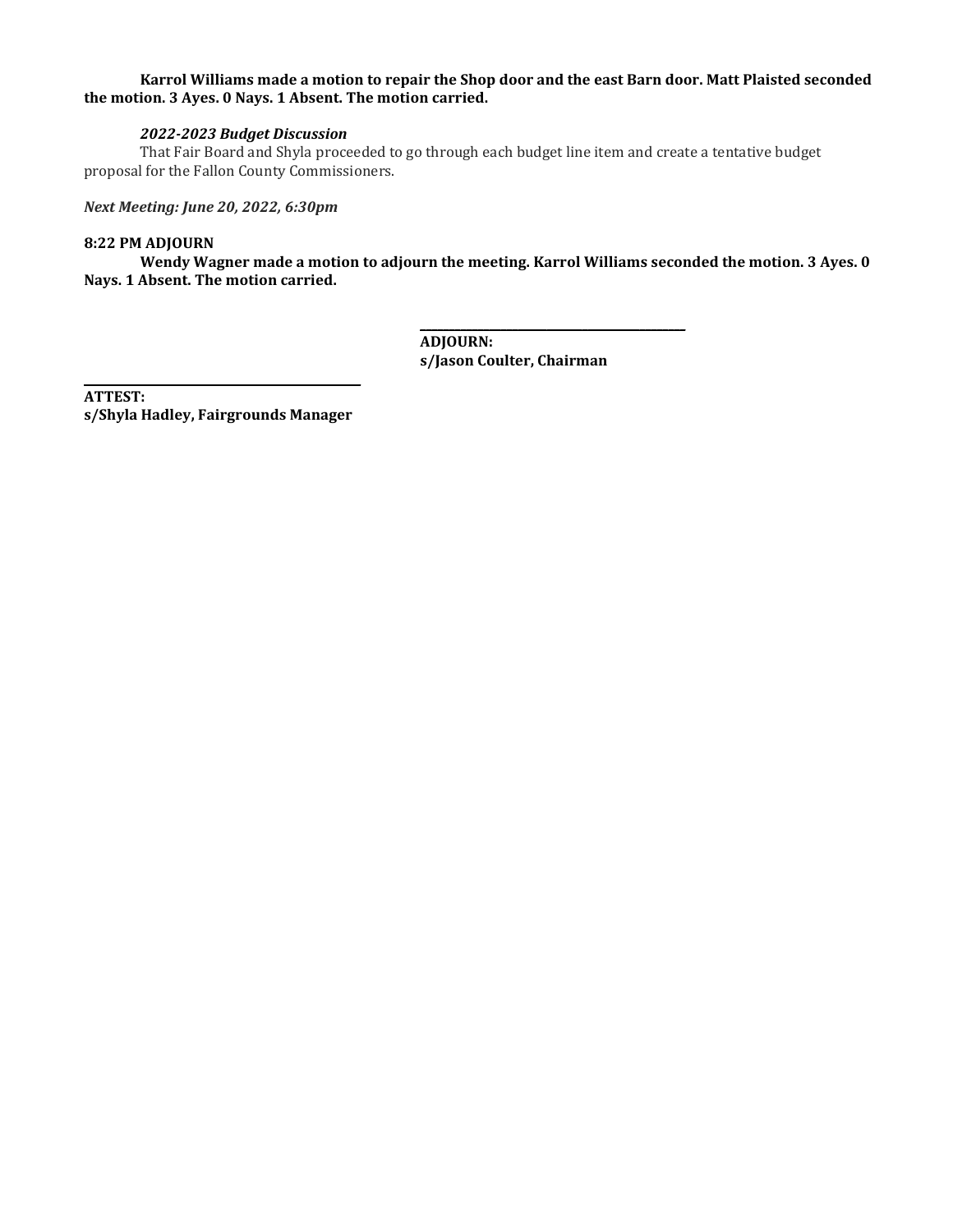**Karrol Williams made a motion to repair the Shop door and the east Barn door. Matt Plaisted seconded the motion. 3 Ayes. 0 Nays. 1 Absent. The motion carried.**

***2022-2023 Budget Discussion***

That Fair Board and Shyla proceeded to go through each budget line item and create a tentative budget proposal for the Fallon County Commissioners.

***Next Meeting: June 20, 2022, 6:30pm***

**8:22 PM ADJOURN**

**Wendy Wagner made a motion to adjourn the meeting. Karrol Williams seconded the motion. 3 Ayes. 0 Nays. 1 Absent. The motion carried.**

\_\_\_\_\_\_\_\_\_\_\_\_\_\_\_\_\_\_\_\_\_\_\_\_\_\_\_\_\_\_\_\_\_\_\_\_\_\_\_\_

**ADJOURN:**
**s/Jason Coulter, Chairman**

\_\_\_\_\_\_\_\_\_\_\_\_\_\_\_\_\_\_\_\_\_\_\_\_\_\_\_\_\_\_\_\_\_\_\_\_\_\_\_\_

**ATTEST:**
**s/Shyla Hadley, Fairgrounds Manager**